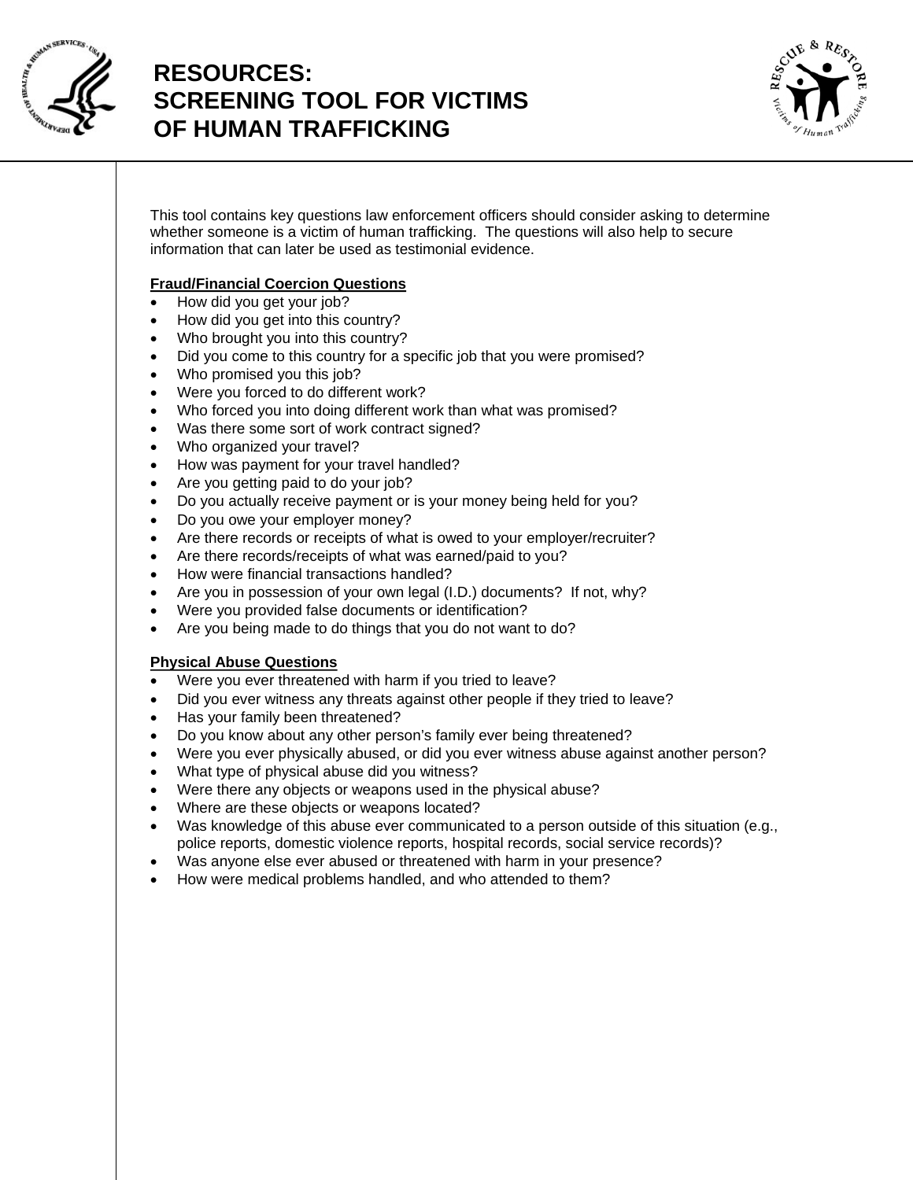# RESOURCES: SCREENING TOOL FOR VICTIMS OF HUMAN TRAFFICKING

This tool contains key questions law enforcement officers should consider asking to determine whether someone is a victim of human trafficking. The questions will also help to secure information that can later be used as testimonial evidence.

**Fraud/Financial Coercion Questions**

- How did you get your job?
- How did you get into this country?
- Who brought you into this country?
- Did you come to this country for a specific job that you were promised?
- Who promised you this job?
- Were you forced to do different work?
- Who forced you into doing different work than what was promised?
- Was there some sort of work contract signed?
- Who organized your travel?
- How was payment for your travel handled?
- Are you getting paid to do your job?
- Do you actually receive payment or is your money being held for you?
- Do you owe your employer money?
- Are there records or receipts of what is owed to your employer/recruiter?
- Are there records/receipts of what was earned/paid to you?
- How were financial transactions handled?
- Are you in possession of your own legal (I.D.) documents? If not, why?
- Were you provided false documents or identification?
- Are you being made to do things that you do not want to do?

**Physical Abuse Questions**

- Were you ever threatened with harm if you tried to leave?
- Did you ever witness any threats against other people if they tried to leave?
- Has your family been threatened?
- Do you know about any other person's family ever being threatened?
- Were you ever physically abused, or did you ever witness abuse against another person?
- What type of physical abuse did you witness?
- Were there any objects or weapons used in the physical abuse?
- Where are these objects or weapons located?
- Was knowledge of this abuse ever communicated to a person outside of this situation (e.g., police reports, domestic violence reports, hospital records, social service records)?
- Was anyone else ever abused or threatened with harm in your presence?
- How were medical problems handled, and who attended to them?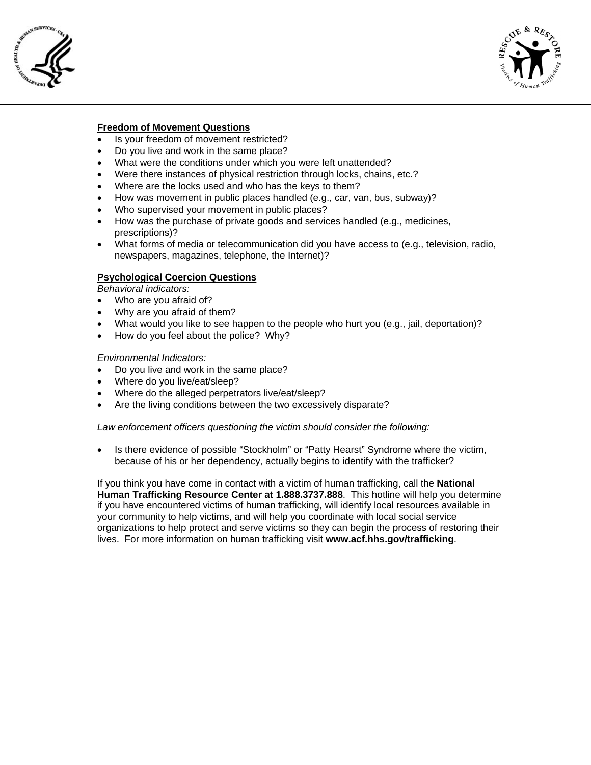**Freedom of Movement Questions**

- Is your freedom of movement restricted?
- Do you live and work in the same place?
- What were the conditions under which you were left unattended?
- Were there instances of physical restriction through locks, chains, etc.?
- Where are the locks used and who has the keys to them?
- How was movement in public places handled (e.g., car, van, bus, subway)?
- Who supervised your movement in public places?
- How was the purchase of private goods and services handled (e.g., medicines, prescriptions)?
- What forms of media or telecommunication did you have access to (e.g., television, radio, newspapers, magazines, telephone, the Internet)?

**Psychological Coercion Questions**

*Behavioral indicators:*

- Who are you afraid of?
- Why are you afraid of them?
- What would you like to see happen to the people who hurt you (e.g., jail, deportation)?
- How do you feel about the police? Why?

*Environmental Indicators:*

- Do you live and work in the same place?
- Where do you live/eat/sleep?
- Where do the alleged perpetrators live/eat/sleep?
- Are the living conditions between the two excessively disparate?

*Law enforcement officers questioning the victim should consider the following:*

- Is there evidence of possible “Stockholm” or “Patty Hearst” Syndrome where the victim, because of his or her dependency, actually begins to identify with the trafficker?

If you think you have come in contact with a victim of human trafficking, call the **National Human Trafficking Resource Center at 1.888.3737.888**. This hotline will help you determine if you have encountered victims of human trafficking, will identify local resources available in your community to help victims, and will help you coordinate with local social service organizations to help protect and serve victims so they can begin the process of restoring their lives. For more information on human trafficking visit **www.acf.hhs.gov/trafficking**.